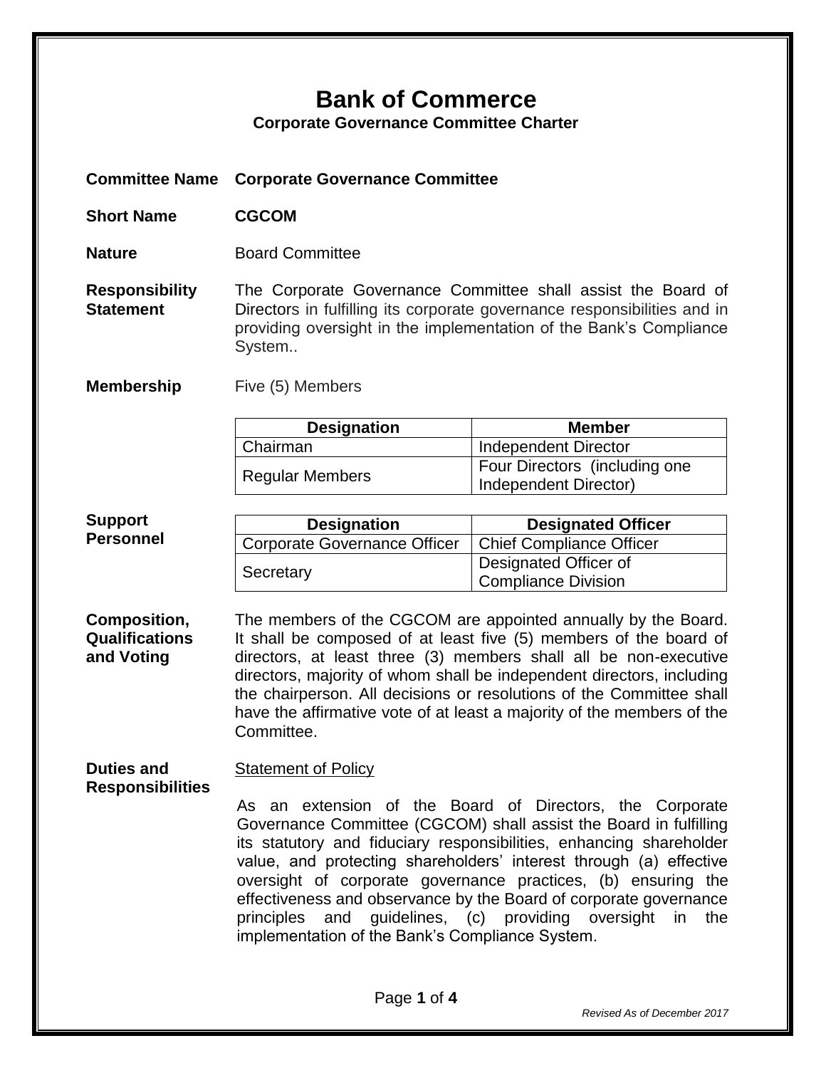# Bank of Commerce

**Corporate Governance Committee Charter**

**Committee Name** **Corporate Governance Committee**

**Short Name** **CGCOM**

**Nature** Board Committee

**Responsibility Statement** The Corporate Governance Committee shall assist the Board of Directors in fulfilling its corporate governance responsibilities and in providing oversight in the implementation of the Bank's Compliance System..

**Membership** Five (5) Members

| Designation | Member |
|---|---|
| Chairman | Independent Director |
| Regular Members | Four Directors (including one Independent Director) |

**Support Personnel**

| Designation | Designated Officer |
|---|---|
| Corporate Governance Officer | Chief Compliance Officer |
| Secretary | Designated Officer of Compliance Division |

**Composition, Qualifications and Voting** The members of the CGCOM are appointed annually by the Board. It shall be composed of at least five (5) members of the board of directors, at least three (3) members shall all be non-executive directors, majority of whom shall be independent directors, including the chairperson. All decisions or resolutions of the Committee shall have the affirmative vote of at least a majority of the members of the Committee.

**Duties and Responsibilities** Statement of Policy

As an extension of the Board of Directors, the Corporate Governance Committee (CGCOM) shall assist the Board in fulfilling its statutory and fiduciary responsibilities, enhancing shareholder value, and protecting shareholders' interest through (a) effective oversight of corporate governance practices, (b) ensuring the effectiveness and observance by the Board of corporate governance principles and guidelines, (c) providing oversight in the implementation of the Bank's Compliance System.

*Revised As of December 2017*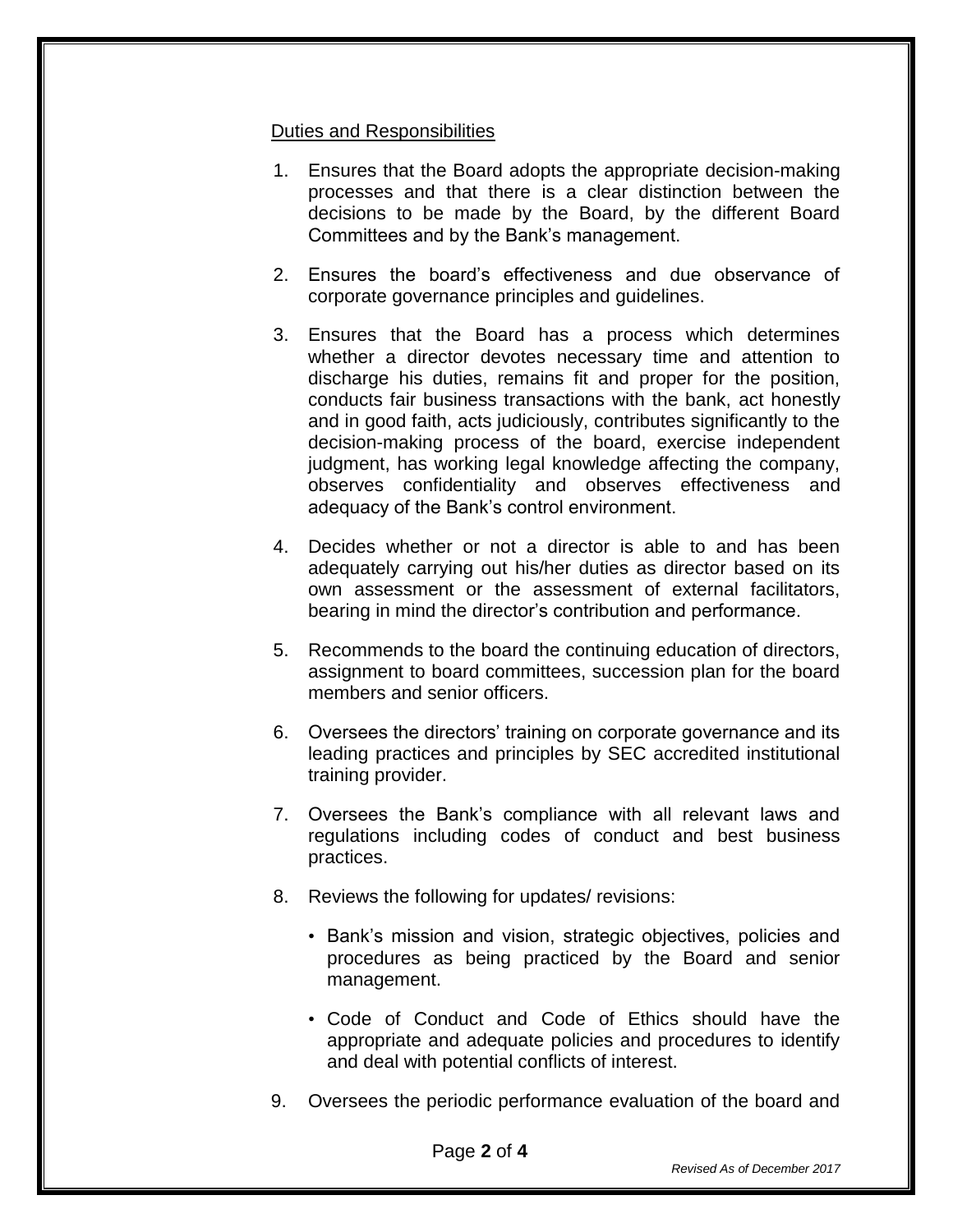Duties and Responsibilities

1. Ensures that the Board adopts the appropriate decision-making processes and that there is a clear distinction between the decisions to be made by the Board, by the different Board Committees and by the Bank's management.

2. Ensures the board's effectiveness and due observance of corporate governance principles and guidelines.

3. Ensures that the Board has a process which determines whether a director devotes necessary time and attention to discharge his duties, remains fit and proper for the position, conducts fair business transactions with the bank, act honestly and in good faith, acts judiciously, contributes significantly to the decision-making process of the board, exercise independent judgment, has working legal knowledge affecting the company, observes confidentiality and observes effectiveness and adequacy of the Bank's control environment.

4. Decides whether or not a director is able to and has been adequately carrying out his/her duties as director based on its own assessment or the assessment of external facilitators, bearing in mind the director's contribution and performance.

5. Recommends to the board the continuing education of directors, assignment to board committees, succession plan for the board members and senior officers.

6. Oversees the directors' training on corporate governance and its leading practices and principles by SEC accredited institutional training provider.

7. Oversees the Bank's compliance with all relevant laws and regulations including codes of conduct and best business practices.

8. Reviews the following for updates/ revisions:

   - Bank's mission and vision, strategic objectives, policies and procedures as being practiced by the Board and senior management.

   - Code of Conduct and Code of Ethics should have the appropriate and adequate policies and procedures to identify and deal with potential conflicts of interest.

9. Oversees the periodic performance evaluation of the board and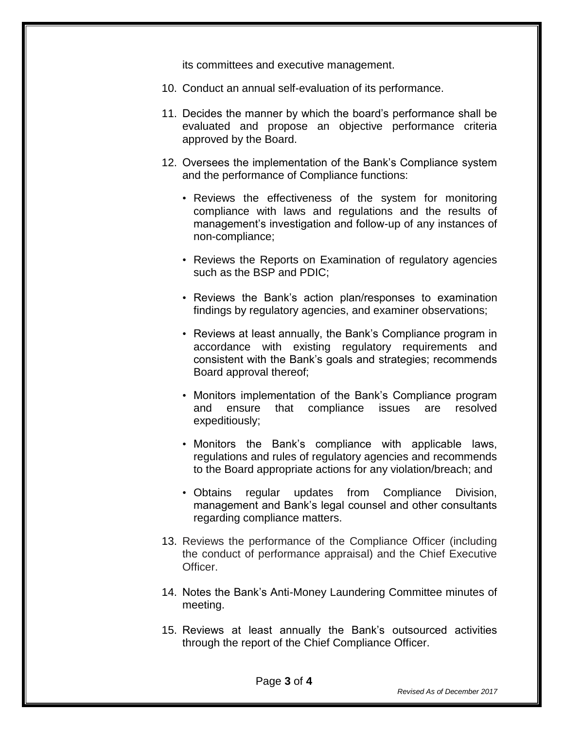its committees and executive management.

10. Conduct an annual self-evaluation of its performance.

11. Decides the manner by which the board's performance shall be evaluated and propose an objective performance criteria approved by the Board.

12. Oversees the implementation of the Bank's Compliance system and the performance of Compliance functions:

    - Reviews the effectiveness of the system for monitoring compliance with laws and regulations and the results of management's investigation and follow-up of any instances of non-compliance;

    - Reviews the Reports on Examination of regulatory agencies such as the BSP and PDIC;

    - Reviews the Bank's action plan/responses to examination findings by regulatory agencies, and examiner observations;

    - Reviews at least annually, the Bank's Compliance program in accordance with existing regulatory requirements and consistent with the Bank's goals and strategies; recommends Board approval thereof;

    - Monitors implementation of the Bank's Compliance program and ensure that compliance issues are resolved expeditiously;

    - Monitors the Bank's compliance with applicable laws, regulations and rules of regulatory agencies and recommends to the Board appropriate actions for any violation/breach; and

    - Obtains regular updates from Compliance Division, management and Bank's legal counsel and other consultants regarding compliance matters.

13. Reviews the performance of the Compliance Officer (including the conduct of performance appraisal) and the Chief Executive Officer.

14. Notes the Bank's Anti-Money Laundering Committee minutes of meeting.

15. Reviews at least annually the Bank's outsourced activities through the report of the Chief Compliance Officer.

*Revised As of December 2017*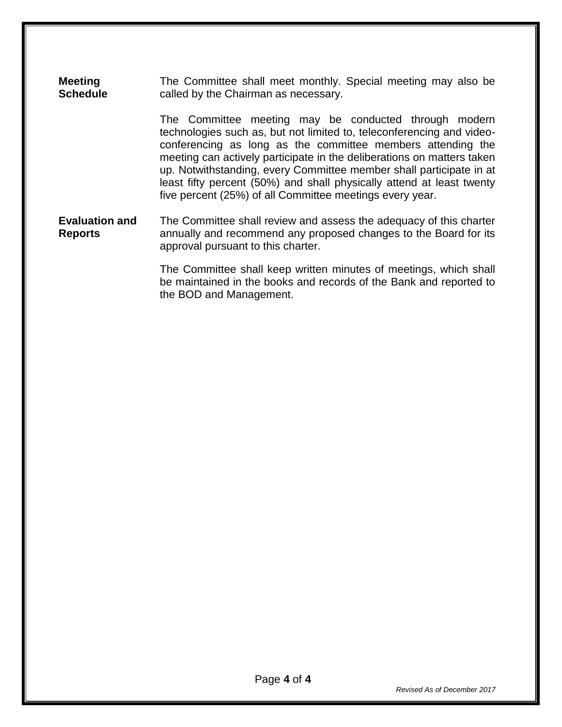**Meeting Schedule**

The Committee shall meet monthly. Special meeting may also be called by the Chairman as necessary.

The Committee meeting may be conducted through modern technologies such as, but not limited to, teleconferencing and video-conferencing as long as the committee members attending the meeting can actively participate in the deliberations on matters taken up. Notwithstanding, every Committee member shall participate in at least fifty percent (50%) and shall physically attend at least twenty five percent (25%) of all Committee meetings every year.

**Evaluation and Reports**

The Committee shall review and assess the adequacy of this charter annually and recommend any proposed changes to the Board for its approval pursuant to this charter.

The Committee shall keep written minutes of meetings, which shall be maintained in the books and records of the Bank and reported to the BOD and Management.